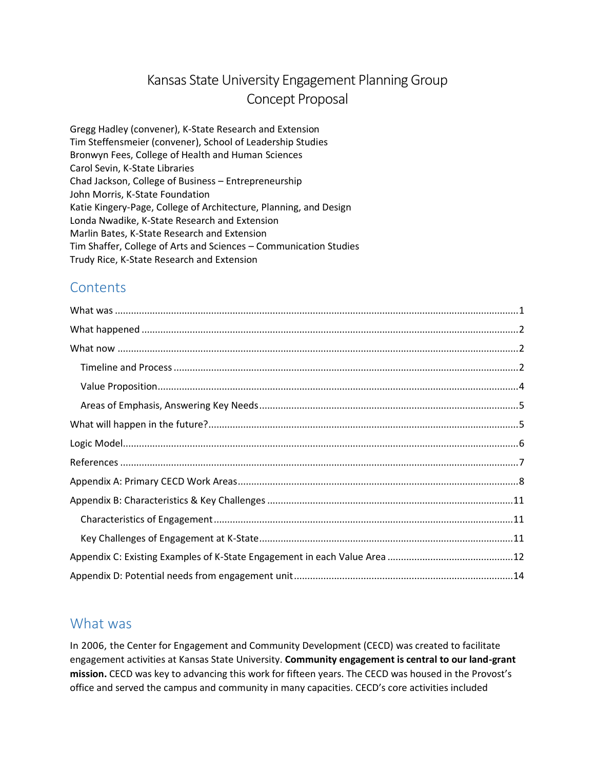# Kansas State University Engagement Planning Group
# Concept Proposal

Gregg Hadley (convener), K-State Research and Extension
Tim Steffensmeier (convener), School of Leadership Studies
Bronwyn Fees, College of Health and Human Sciences
Carol Sevin, K-State Libraries
Chad Jackson, College of Business – Entrepreneurship
John Morris, K-State Foundation
Katie Kingery-Page, College of Architecture, Planning, and Design
Londa Nwadike, K-State Research and Extension
Marlin Bates, K-State Research and Extension
Tim Shaffer, College of Arts and Sciences – Communication Studies
Trudy Rice, K-State Research and Extension

## Contents

- What was ........ 1
- What happened ........ 2
- What now ........ 2
  - Timeline and Process ........ 2
  - Value Proposition ........ 4
  - Areas of Emphasis, Answering Key Needs ........ 5
- What will happen in the future? ........ 5
- Logic Model ........ 6
- References ........ 7
- Appendix A: Primary CECD Work Areas ........ 8
- Appendix B: Characteristics & Key Challenges ........ 11
  - Characteristics of Engagement ........ 11
  - Key Challenges of Engagement at K-State ........ 11
- Appendix C: Existing Examples of K-State Engagement in each Value Area ........ 12
- Appendix D: Potential needs from engagement unit ........ 14

## What was

In 2006, the Center for Engagement and Community Development (CECD) was created to facilitate engagement activities at Kansas State University. **Community engagement is central to our land-grant mission.** CECD was key to advancing this work for fifteen years. The CECD was housed in the Provost's office and served the campus and community in many capacities. CECD's core activities included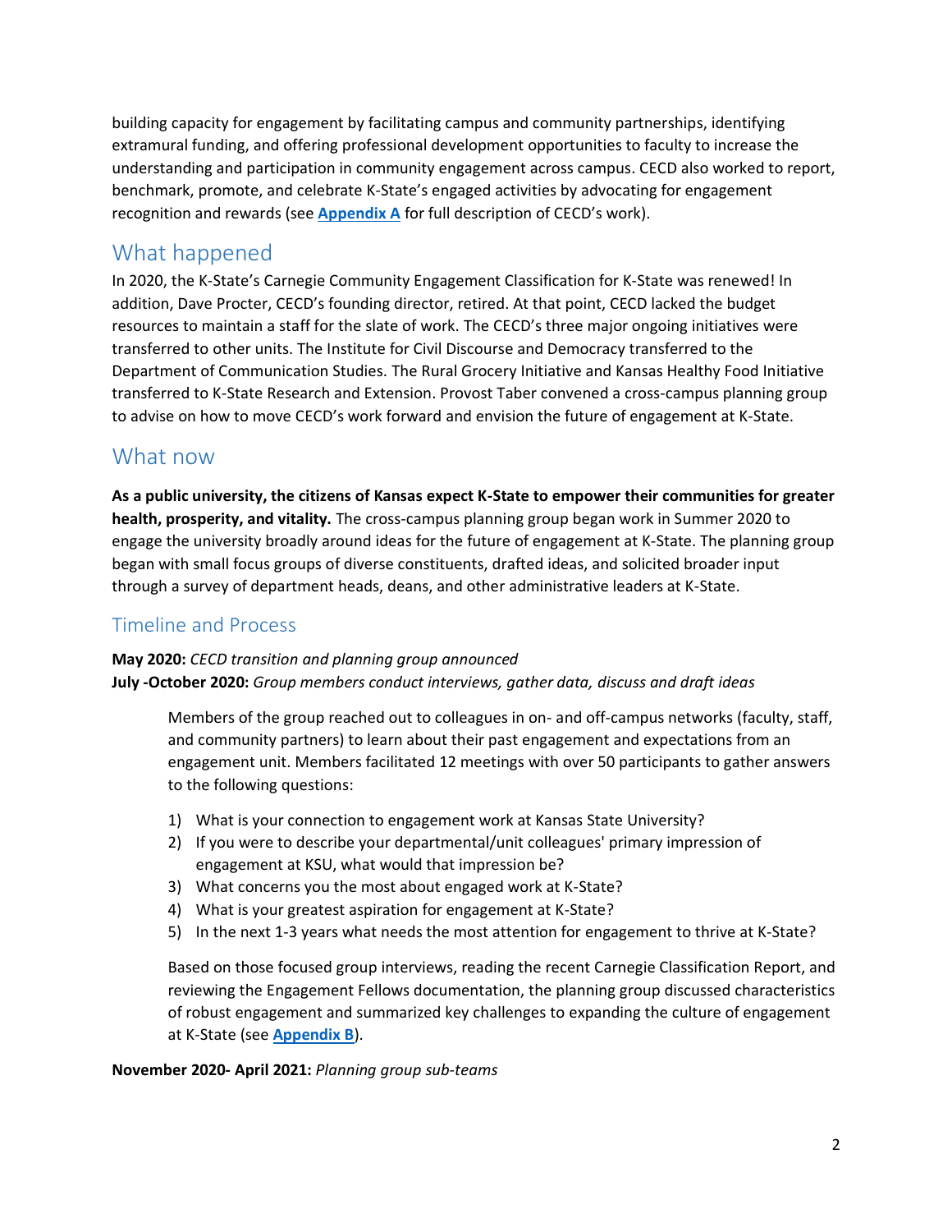building capacity for engagement by facilitating campus and community partnerships, identifying extramural funding, and offering professional development opportunities to faculty to increase the understanding and participation in community engagement across campus. CECD also worked to report, benchmark, promote, and celebrate K-State's engaged activities by advocating for engagement recognition and rewards (see **Appendix A** for full description of CECD's work).

## What happened

In 2020, the K-State's Carnegie Community Engagement Classification for K-State was renewed! In addition, Dave Procter, CECD's founding director, retired. At that point, CECD lacked the budget resources to maintain a staff for the slate of work. The CECD's three major ongoing initiatives were transferred to other units. The Institute for Civil Discourse and Democracy transferred to the Department of Communication Studies. The Rural Grocery Initiative and Kansas Healthy Food Initiative transferred to K-State Research and Extension. Provost Taber convened a cross-campus planning group to advise on how to move CECD's work forward and envision the future of engagement at K-State.

## What now

**As a public university, the citizens of Kansas expect K-State to empower their communities for greater health, prosperity, and vitality.** The cross-campus planning group began work in Summer 2020 to engage the university broadly around ideas for the future of engagement at K-State. The planning group began with small focus groups of diverse constituents, drafted ideas, and solicited broader input through a survey of department heads, deans, and other administrative leaders at K-State.

### Timeline and Process

**May 2020:** *CECD transition and planning group announced*
**July -October 2020:** *Group members conduct interviews, gather data, discuss and draft ideas*

Members of the group reached out to colleagues in on- and off-campus networks (faculty, staff, and community partners) to learn about their past engagement and expectations from an engagement unit. Members facilitated 12 meetings with over 50 participants to gather answers to the following questions:

1) What is your connection to engagement work at Kansas State University?
2) If you were to describe your departmental/unit colleagues' primary impression of engagement at KSU, what would that impression be?
3) What concerns you the most about engaged work at K-State?
4) What is your greatest aspiration for engagement at K-State?
5) In the next 1-3 years what needs the most attention for engagement to thrive at K-State?

Based on those focused group interviews, reading the recent Carnegie Classification Report, and reviewing the Engagement Fellows documentation, the planning group discussed characteristics of robust engagement and summarized key challenges to expanding the culture of engagement at K-State (see **Appendix B**).

**November 2020- April 2021:** *Planning group sub-teams*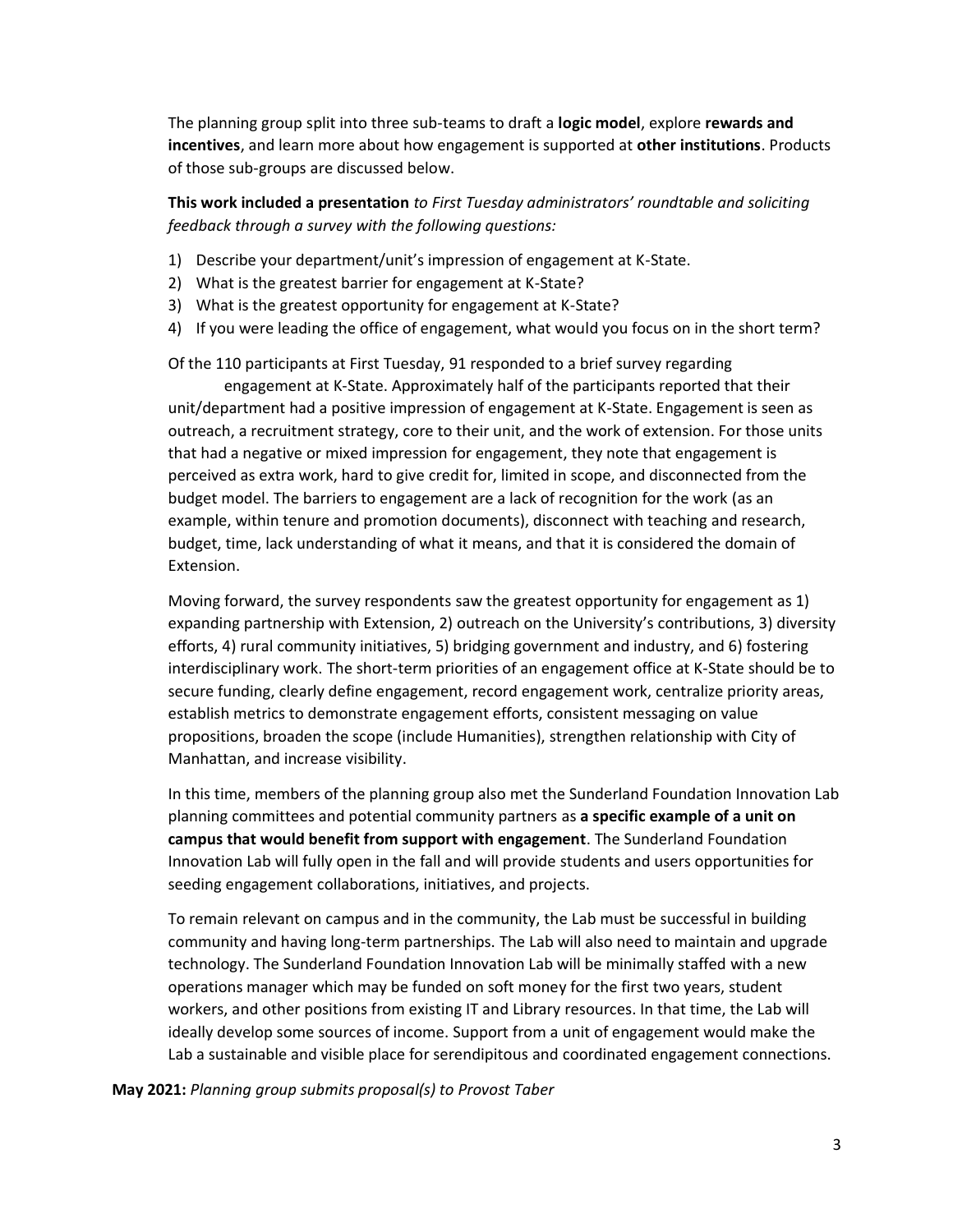The planning group split into three sub-teams to draft a **logic model**, explore **rewards and incentives**, and learn more about how engagement is supported at **other institutions**. Products of those sub-groups are discussed below.

**This work included a presentation** *to First Tuesday administrators' roundtable and soliciting feedback through a survey with the following questions:*

1) Describe your department/unit's impression of engagement at K-State.
2) What is the greatest barrier for engagement at K-State?
3) What is the greatest opportunity for engagement at K-State?
4) If you were leading the office of engagement, what would you focus on in the short term?

Of the 110 participants at First Tuesday, 91 responded to a brief survey regarding engagement at K-State. Approximately half of the participants reported that their unit/department had a positive impression of engagement at K-State. Engagement is seen as outreach, a recruitment strategy, core to their unit, and the work of extension. For those units that had a negative or mixed impression for engagement, they note that engagement is perceived as extra work, hard to give credit for, limited in scope, and disconnected from the budget model. The barriers to engagement are a lack of recognition for the work (as an example, within tenure and promotion documents), disconnect with teaching and research, budget, time, lack understanding of what it means, and that it is considered the domain of Extension.

Moving forward, the survey respondents saw the greatest opportunity for engagement as 1) expanding partnership with Extension, 2) outreach on the University's contributions, 3) diversity efforts, 4) rural community initiatives, 5) bridging government and industry, and 6) fostering interdisciplinary work. The short-term priorities of an engagement office at K-State should be to secure funding, clearly define engagement, record engagement work, centralize priority areas, establish metrics to demonstrate engagement efforts, consistent messaging on value propositions, broaden the scope (include Humanities), strengthen relationship with City of Manhattan, and increase visibility.

In this time, members of the planning group also met the Sunderland Foundation Innovation Lab planning committees and potential community partners as **a specific example of a unit on campus that would benefit from support with engagement**. The Sunderland Foundation Innovation Lab will fully open in the fall and will provide students and users opportunities for seeding engagement collaborations, initiatives, and projects.

To remain relevant on campus and in the community, the Lab must be successful in building community and having long-term partnerships. The Lab will also need to maintain and upgrade technology. The Sunderland Foundation Innovation Lab will be minimally staffed with a new operations manager which may be funded on soft money for the first two years, student workers, and other positions from existing IT and Library resources. In that time, the Lab will ideally develop some sources of income. Support from a unit of engagement would make the Lab a sustainable and visible place for serendipitous and coordinated engagement connections.

**May 2021:** *Planning group submits proposal(s) to Provost Taber*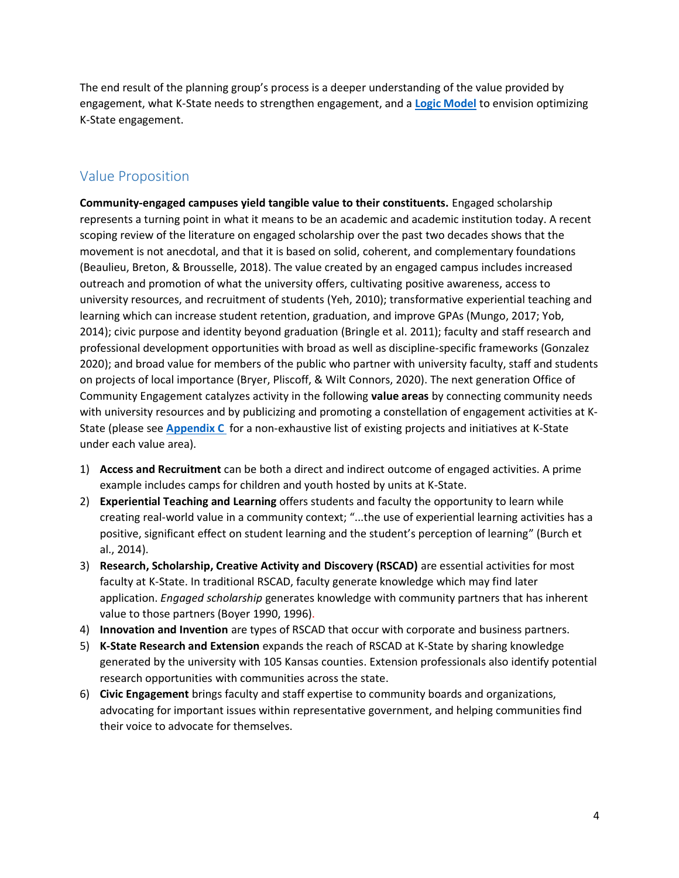The end result of the planning group's process is a deeper understanding of the value provided by engagement, what K-State needs to strengthen engagement, and a **Logic Model** to envision optimizing K-State engagement.

## Value Proposition

**Community-engaged campuses yield tangible value to their constituents.** Engaged scholarship represents a turning point in what it means to be an academic and academic institution today. A recent scoping review of the literature on engaged scholarship over the past two decades shows that the movement is not anecdotal, and that it is based on solid, coherent, and complementary foundations (Beaulieu, Breton, & Brousselle, 2018). The value created by an engaged campus includes increased outreach and promotion of what the university offers, cultivating positive awareness, access to university resources, and recruitment of students (Yeh, 2010); transformative experiential teaching and learning which can increase student retention, graduation, and improve GPAs (Mungo, 2017; Yob, 2014); civic purpose and identity beyond graduation (Bringle et al. 2011); faculty and staff research and professional development opportunities with broad as well as discipline-specific frameworks (Gonzalez 2020); and broad value for members of the public who partner with university faculty, staff and students on projects of local importance (Bryer, Pliscoff, & Wilt Connors, 2020). The next generation Office of Community Engagement catalyzes activity in the following **value areas** by connecting community needs with university resources and by publicizing and promoting a constellation of engagement activities at K-State (please see **Appendix C** for a non-exhaustive list of existing projects and initiatives at K-State under each value area).

1) **Access and Recruitment** can be both a direct and indirect outcome of engaged activities. A prime example includes camps for children and youth hosted by units at K-State.
2) **Experiential Teaching and Learning** offers students and faculty the opportunity to learn while creating real-world value in a community context; "...the use of experiential learning activities has a positive, significant effect on student learning and the student's perception of learning" (Burch et al., 2014).
3) **Research, Scholarship, Creative Activity and Discovery (RSCAD)** are essential activities for most faculty at K-State. In traditional RSCAD, faculty generate knowledge which may find later application. *Engaged scholarship* generates knowledge with community partners that has inherent value to those partners (Boyer 1990, 1996).
4) **Innovation and Invention** are types of RSCAD that occur with corporate and business partners.
5) **K-State Research and Extension** expands the reach of RSCAD at K-State by sharing knowledge generated by the university with 105 Kansas counties. Extension professionals also identify potential research opportunities with communities across the state.
6) **Civic Engagement** brings faculty and staff expertise to community boards and organizations, advocating for important issues within representative government, and helping communities find their voice to advocate for themselves.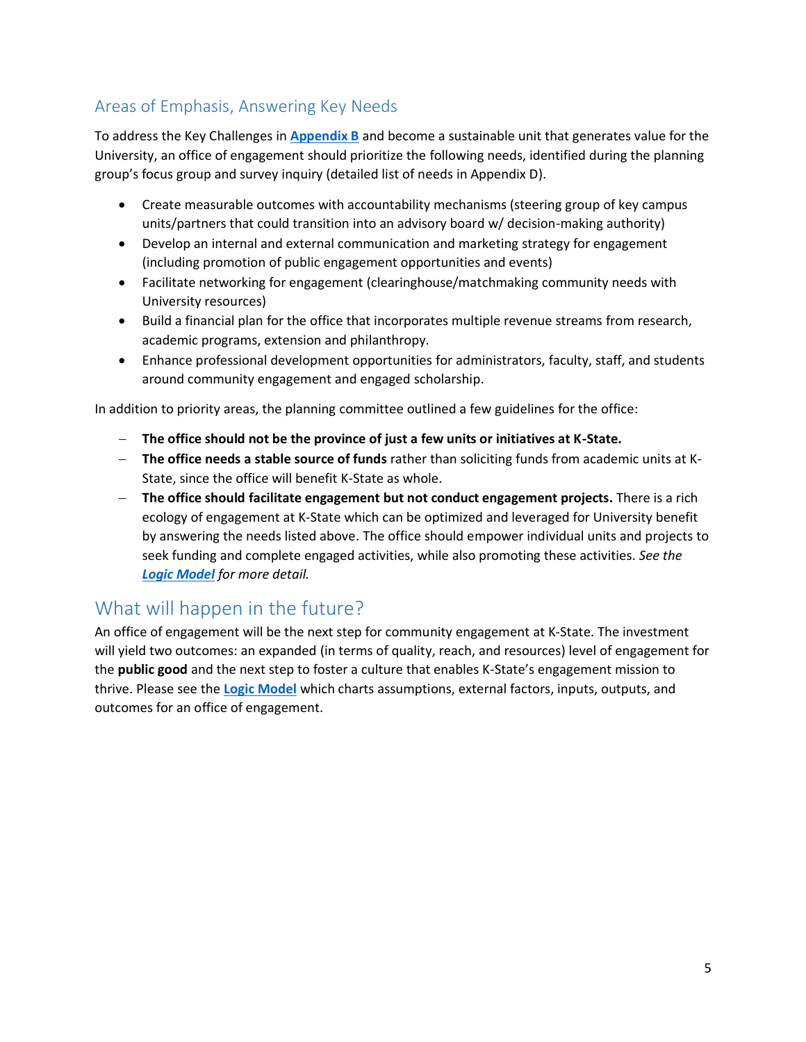## Areas of Emphasis, Answering Key Needs

To address the Key Challenges in **Appendix B** and become a sustainable unit that generates value for the University, an office of engagement should prioritize the following needs, identified during the planning group's focus group and survey inquiry (detailed list of needs in Appendix D).

- Create measurable outcomes with accountability mechanisms (steering group of key campus units/partners that could transition into an advisory board w/ decision-making authority)
- Develop an internal and external communication and marketing strategy for engagement (including promotion of public engagement opportunities and events)
- Facilitate networking for engagement (clearinghouse/matchmaking community needs with University resources)
- Build a financial plan for the office that incorporates multiple revenue streams from research, academic programs, extension and philanthropy.
- Enhance professional development opportunities for administrators, faculty, staff, and students around community engagement and engaged scholarship.

In addition to priority areas, the planning committee outlined a few guidelines for the office:

- **The office should not be the province of just a few units or initiatives at K-State.**
- **The office needs a stable source of funds** rather than soliciting funds from academic units at K-State, since the office will benefit K-State as whole.
- **The office should facilitate engagement but not conduct engagement projects.** There is a rich ecology of engagement at K-State which can be optimized and leveraged for University benefit by answering the needs listed above. The office should empower individual units and projects to seek funding and complete engaged activities, while also promoting these activities. *See the **Logic Model** for more detail.*

# What will happen in the future?

An office of engagement will be the next step for community engagement at K-State. The investment will yield two outcomes: an expanded (in terms of quality, reach, and resources) level of engagement for the **public good** and the next step to foster a culture that enables K-State's engagement mission to thrive. Please see the **Logic Model** which charts assumptions, external factors, inputs, outputs, and outcomes for an office of engagement.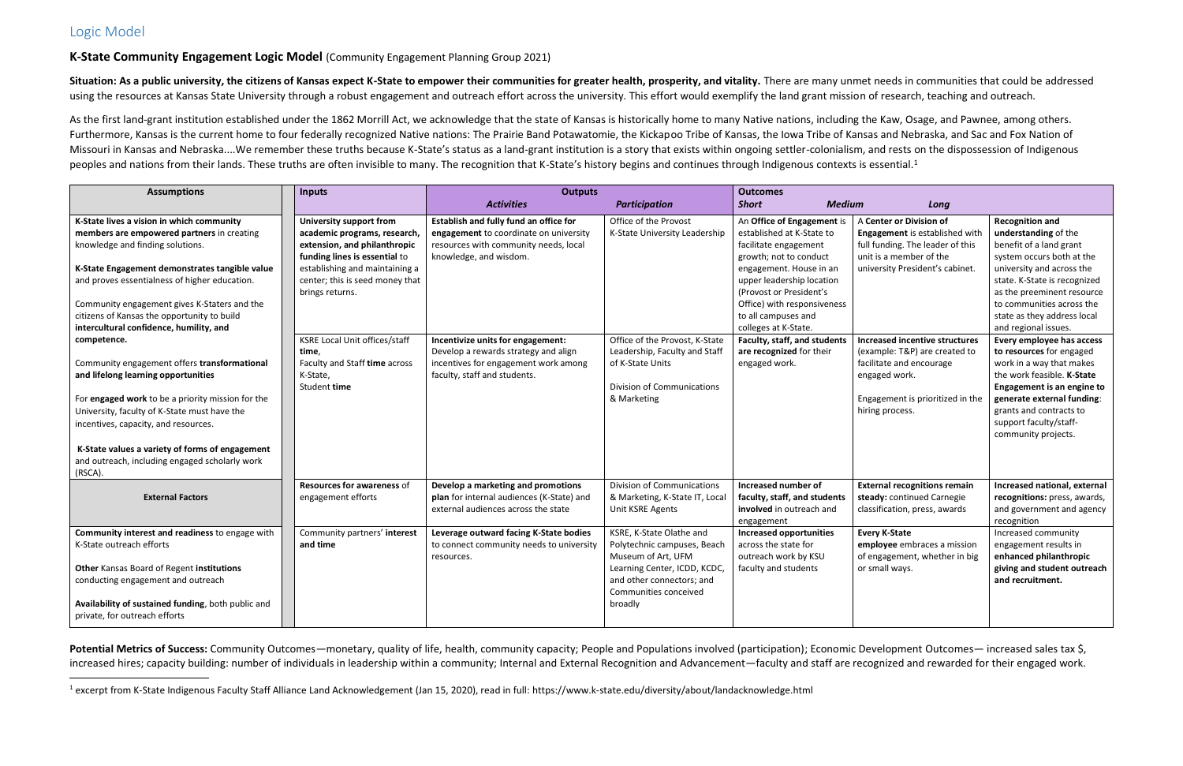## Logic Model

### K-State Community Engagement Logic Model (Community Engagement Planning Group 2021)

**Situation: As a public university, the citizens of Kansas expect K-State to empower their communities for greater health, prosperity, and vitality.** There are many unmet needs in communities that could be addressed using the resources at Kansas State University through a robust engagement and outreach effort across the university. This effort would exemplify the land grant mission of research, teaching and outreach.

As the first land-grant institution established under the 1862 Morrill Act, we acknowledge that the state of Kansas is historically home to many Native nations, including the Kaw, Osage, and Pawnee, among others. Furthermore, Kansas is the current home to four federally recognized Native nations: The Prairie Band Potawatomie, the Kickapoo Tribe of Kansas, the Iowa Tribe of Kansas and Nebraska, and Sac and Fox Nation of Missouri in Kansas and Nebraska....We remember these truths because K-State's status as a land-grant institution is a story that exists within ongoing settler-colonialism, and rests on the dispossession of Indigenous peoples and nations from their lands. These truths are often invisible to many. The recognition that K-State's history begins and continues through Indigenous contexts is essential.[1]

| Assumptions | Inputs | Outputs | | Outcomes | | |
|---|---|---|---|---|---|---|
| | | *Activities* | *Participation* | *Short* | *Medium* | *Long* |
| **K-State lives a vision in which community members are empowered partners** in creating knowledge and finding solutions.<br><br>**K-State Engagement demonstrates tangible value** and proves essentialness of higher education.<br><br>Community engagement gives K-Staters and the citizens of Kansas the opportunity to build **intercultural confidence, humility, and competence.**<br><br>Community engagement offers **transformational and lifelong learning opportunities**<br><br>For **engaged work** to be a priority mission for the University, faculty of K-State must have the incentives, capacity, and resources.<br><br>**K-State values a variety of forms of engagement** and outreach, including engaged scholarly work (RSCA). | **University support from academic programs, research, extension, and philanthropic funding lines is essential** to establishing and maintaining a center; this is seed money that brings returns. | **Establish and fully fund an office for engagement** to coordinate on university resources with community needs, local knowledge, and wisdom. | Office of the Provost<br>K-State University Leadership | An **Office of Engagement** is established at K-State to facilitate engagement growth; not to conduct engagement. House in an upper leadership location (Provost or President's Office) with responsiveness to all campuses and colleges at K-State. | A **Center or Division of Engagement** is established with full funding. The leader of this unit is a member of the university President's cabinet. | **Recognition and understanding** of the benefit of a land grant system occurs both at the university and across the state. K-State is recognized as the preeminent resource to communities across the state as they address local and regional issues. |
| | KSRE Local Unit offices/staff **time**,<br>Faculty and Staff **time** across K-State,<br>Student **time** | **Incentivize units for engagement:** Develop a rewards strategy and align incentives for engagement work among faculty, staff and students. | Office of the Provost, K-State Leadership, Faculty and Staff of K-State Units<br><br>Division of Communications & Marketing | **Faculty, staff, and students are recognized** for their engaged work. | **Increased incentive structures** (example: T&P) are created to facilitate and encourage engaged work.<br><br>Engagement is prioritized in the hiring process. | **Every employee has access to resources** for engaged work in a way that makes the work feasible. **K-State Engagement is an engine to generate external funding**: grants and contracts to support faculty/staff-community projects. |
| **External Factors** | **Resources for awareness** of engagement efforts | **Develop a marketing and promotions plan** for internal audiences (K-State) and external audiences across the state | Division of Communications & Marketing, K-State IT, Local Unit KSRE Agents | **Increased number of faculty, staff, and students involved** in outreach and engagement | **External recognitions remain steady:** continued Carnegie classification, press, awards | **Increased national, external recognitions:** press, awards, and government and agency recognition |
| **Community interest and readiness** to engage with K-State outreach efforts<br><br>**Other** Kansas Board of Regent **institutions** conducting engagement and outreach<br><br>**Availability of sustained funding**, both public and private, for outreach efforts | Community partners' **interest and time** | **Leverage outward facing K-State bodies** to connect community needs to university resources. | KSRE, K-State Olathe and Polytechnic campuses, Beach Museum of Art, UFM Learning Center, ICDD, KCDC, and other connectors; and Communities conceived broadly | **Increased opportunities** across the state for outreach work by KSU faculty and students | **Every K-State employee** embraces a mission of engagement, whether in big or small ways. | Increased community engagement results in **enhanced philanthropic giving and student outreach and recruitment.** |

**Potential Metrics of Success:** Community Outcomes—monetary, quality of life, health, community capacity; People and Populations involved (participation); Economic Development Outcomes— increased sales tax $, increased hires; capacity building: number of individuals in leadership within a community; Internal and External Recognition and Advancement—faculty and staff are recognized and rewarded for their engaged work.

[1] excerpt from K-State Indigenous Faculty Staff Alliance Land Acknowledgement (Jan 15, 2020), read in full: https://www.k-state.edu/diversity/about/landacknowledge.html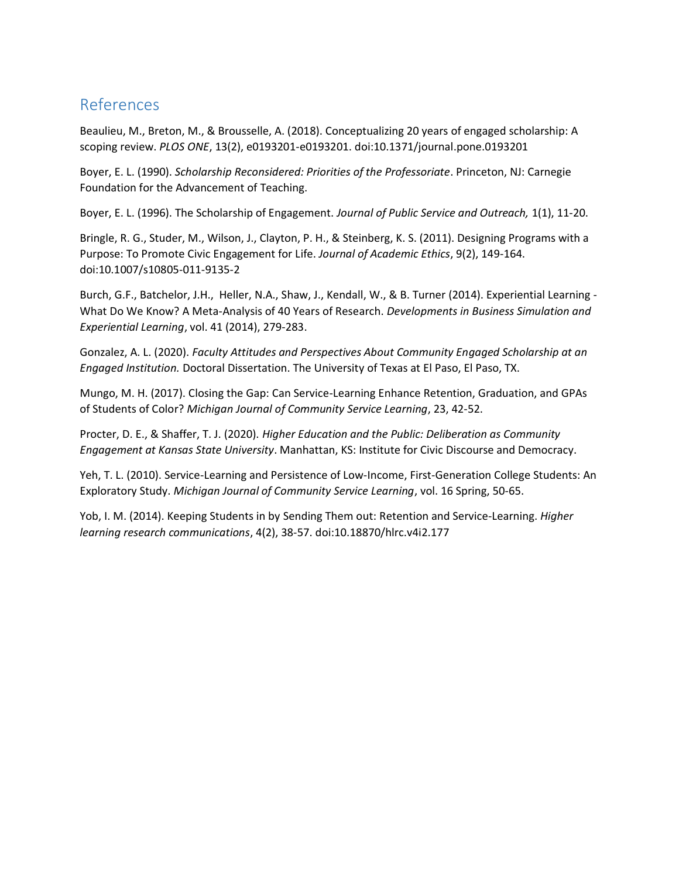## References

Beaulieu, M., Breton, M., & Brousselle, A. (2018). Conceptualizing 20 years of engaged scholarship: A scoping review. *PLOS ONE*, 13(2), e0193201-e0193201. doi:10.1371/journal.pone.0193201

Boyer, E. L. (1990). *Scholarship Reconsidered: Priorities of the Professoriate*. Princeton, NJ: Carnegie Foundation for the Advancement of Teaching.

Boyer, E. L. (1996). The Scholarship of Engagement. *Journal of Public Service and Outreach,* 1(1), 11-20.

Bringle, R. G., Studer, M., Wilson, J., Clayton, P. H., & Steinberg, K. S. (2011). Designing Programs with a Purpose: To Promote Civic Engagement for Life. *Journal of Academic Ethics*, 9(2), 149-164. doi:10.1007/s10805-011-9135-2

Burch, G.F., Batchelor, J.H., Heller, N.A., Shaw, J., Kendall, W., & B. Turner (2014). Experiential Learning - What Do We Know? A Meta-Analysis of 40 Years of Research. *Developments in Business Simulation and Experiential Learning*, vol. 41 (2014), 279-283.

Gonzalez, A. L. (2020). *Faculty Attitudes and Perspectives About Community Engaged Scholarship at an Engaged Institution.* Doctoral Dissertation. The University of Texas at El Paso, El Paso, TX.

Mungo, M. H. (2017). Closing the Gap: Can Service-Learning Enhance Retention, Graduation, and GPAs of Students of Color? *Michigan Journal of Community Service Learning*, 23, 42-52.

Procter, D. E., & Shaffer, T. J. (2020). *Higher Education and the Public: Deliberation as Community Engagement at Kansas State University*. Manhattan, KS: Institute for Civic Discourse and Democracy.

Yeh, T. L. (2010). Service-Learning and Persistence of Low-Income, First-Generation College Students: An Exploratory Study. *Michigan Journal of Community Service Learning*, vol. 16 Spring, 50-65.

Yob, I. M. (2014). Keeping Students in by Sending Them out: Retention and Service-Learning. *Higher learning research communications*, 4(2), 38-57. doi:10.18870/hlrc.v4i2.177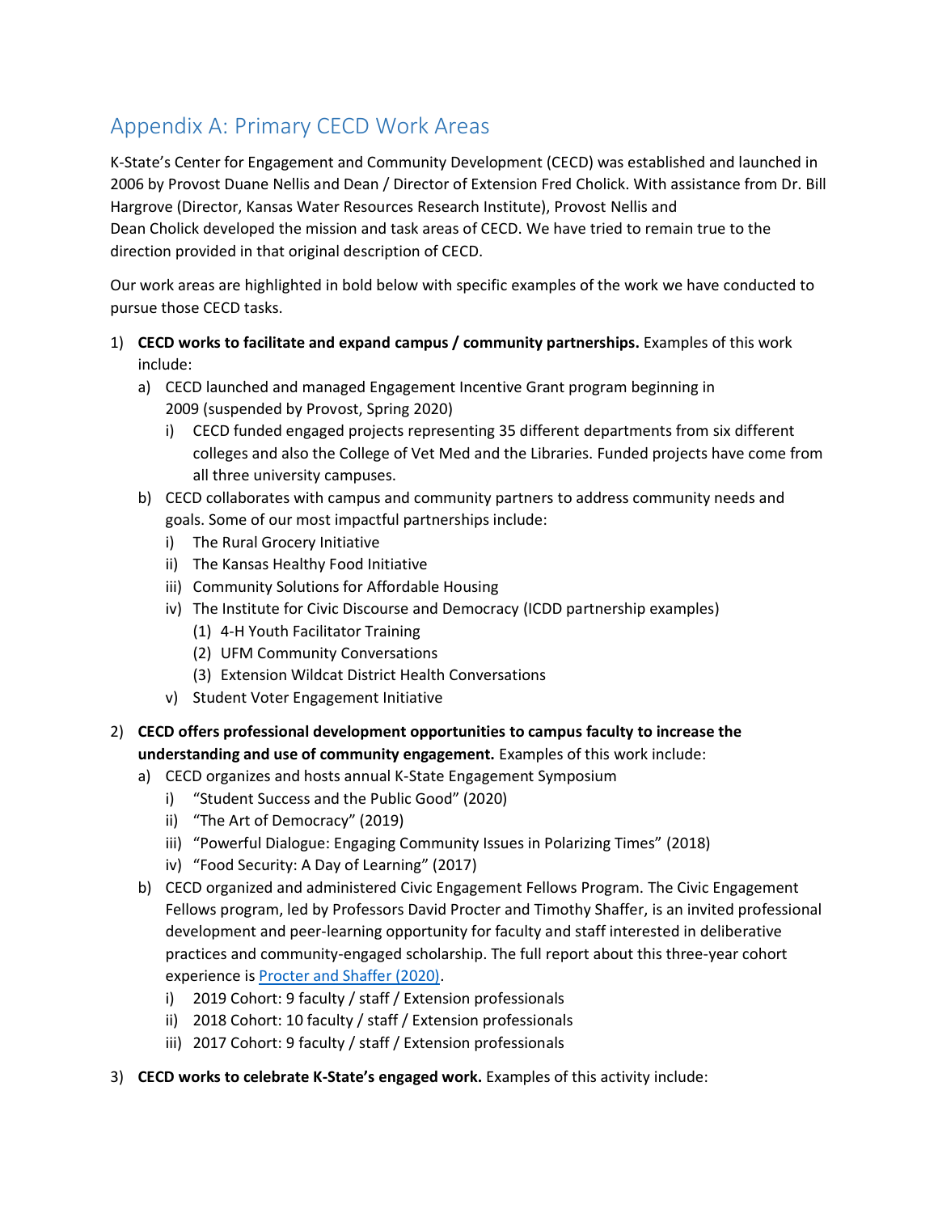## Appendix A: Primary CECD Work Areas

K-State's Center for Engagement and Community Development (CECD) was established and launched in 2006 by Provost Duane Nellis and Dean / Director of Extension Fred Cholick. With assistance from Dr. Bill Hargrove (Director, Kansas Water Resources Research Institute), Provost Nellis and Dean Cholick developed the mission and task areas of CECD. We have tried to remain true to the direction provided in that original description of CECD.

Our work areas are highlighted in bold below with specific examples of the work we have conducted to pursue those CECD tasks.

1) **CECD works to facilitate and expand campus / community partnerships.** Examples of this work include:
   a) CECD launched and managed Engagement Incentive Grant program beginning in 2009 (suspended by Provost, Spring 2020)
      i) CECD funded engaged projects representing 35 different departments from six different colleges and also the College of Vet Med and the Libraries. Funded projects have come from all three university campuses.
   b) CECD collaborates with campus and community partners to address community needs and goals. Some of our most impactful partnerships include:
      i) The Rural Grocery Initiative
      ii) The Kansas Healthy Food Initiative
      iii) Community Solutions for Affordable Housing
      iv) The Institute for Civic Discourse and Democracy (ICDD partnership examples)
         (1) 4-H Youth Facilitator Training
         (2) UFM Community Conversations
         (3) Extension Wildcat District Health Conversations
      v) Student Voter Engagement Initiative

2) **CECD offers professional development opportunities to campus faculty to increase the understanding and use of community engagement.** Examples of this work include:
   a) CECD organizes and hosts annual K-State Engagement Symposium
      i) "Student Success and the Public Good" (2020)
      ii) "The Art of Democracy" (2019)
      iii) "Powerful Dialogue: Engaging Community Issues in Polarizing Times" (2018)
      iv) "Food Security: A Day of Learning" (2017)
   b) CECD organized and administered Civic Engagement Fellows Program. The Civic Engagement Fellows program, led by Professors David Procter and Timothy Shaffer, is an invited professional development and peer-learning opportunity for faculty and staff interested in deliberative practices and community-engaged scholarship. The full report about this three-year cohort experience is [Procter and Shaffer (2020)].
      i) 2019 Cohort: 9 faculty / staff / Extension professionals
      ii) 2018 Cohort: 10 faculty / staff / Extension professionals
      iii) 2017 Cohort: 9 faculty / staff / Extension professionals

3) **CECD works to celebrate K-State's engaged work.** Examples of this activity include: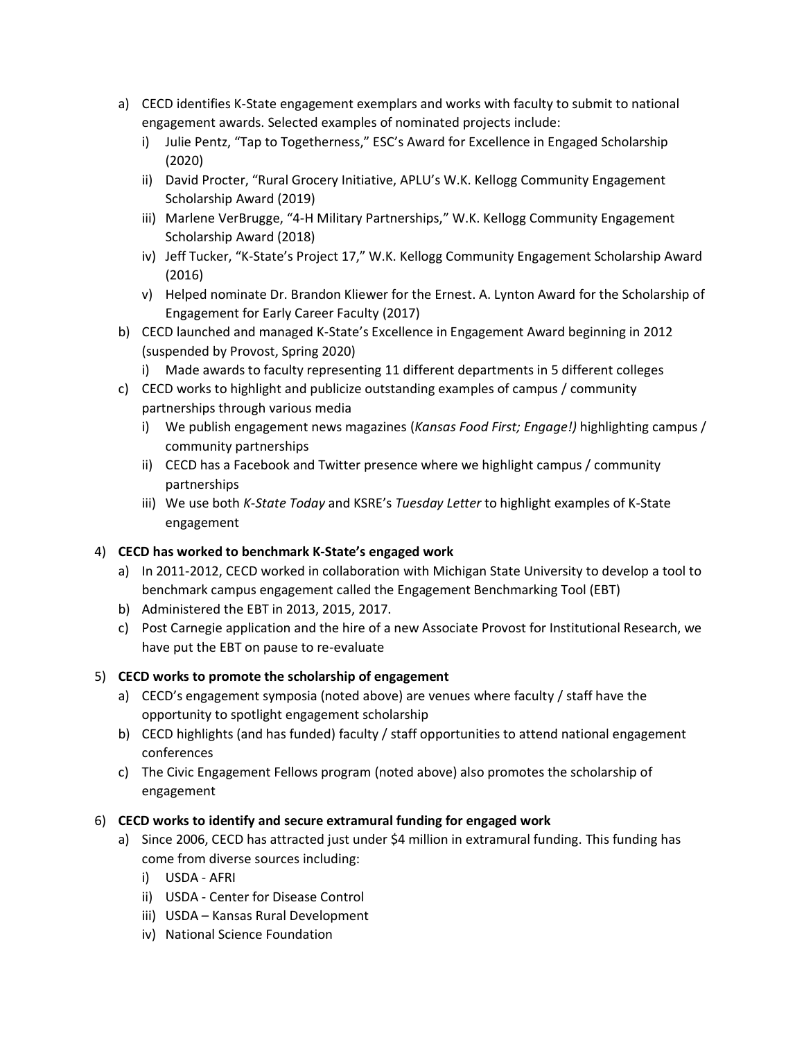a) CECD identifies K-State engagement exemplars and works with faculty to submit to national engagement awards. Selected examples of nominated projects include:
   i) Julie Pentz, "Tap to Togetherness," ESC's Award for Excellence in Engaged Scholarship (2020)
   ii) David Procter, "Rural Grocery Initiative, APLU's W.K. Kellogg Community Engagement Scholarship Award (2019)
   iii) Marlene VerBrugge, "4-H Military Partnerships," W.K. Kellogg Community Engagement Scholarship Award (2018)
   iv) Jeff Tucker, "K-State's Project 17," W.K. Kellogg Community Engagement Scholarship Award (2016)
   v) Helped nominate Dr. Brandon Kliewer for the Ernest. A. Lynton Award for the Scholarship of Engagement for Early Career Faculty (2017)

b) CECD launched and managed K-State's Excellence in Engagement Award beginning in 2012 (suspended by Provost, Spring 2020)
   i) Made awards to faculty representing 11 different departments in 5 different colleges

c) CECD works to highlight and publicize outstanding examples of campus / community partnerships through various media
   i) We publish engagement news magazines (*Kansas Food First; Engage!)* highlighting campus / community partnerships
   ii) CECD has a Facebook and Twitter presence where we highlight campus / community partnerships
   iii) We use both *K-State Today* and KSRE's *Tuesday Letter* to highlight examples of K-State engagement

4) **CECD has worked to benchmark K-State's engaged work**
   a) In 2011-2012, CECD worked in collaboration with Michigan State University to develop a tool to benchmark campus engagement called the Engagement Benchmarking Tool (EBT)
   b) Administered the EBT in 2013, 2015, 2017.
   c) Post Carnegie application and the hire of a new Associate Provost for Institutional Research, we have put the EBT on pause to re-evaluate

5) **CECD works to promote the scholarship of engagement**
   a) CECD's engagement symposia (noted above) are venues where faculty / staff have the opportunity to spotlight engagement scholarship
   b) CECD highlights (and has funded) faculty / staff opportunities to attend national engagement conferences
   c) The Civic Engagement Fellows program (noted above) also promotes the scholarship of engagement

6) **CECD works to identify and secure extramural funding for engaged work**
   a) Since 2006, CECD has attracted just under $4 million in extramural funding. This funding has come from diverse sources including:
      i) USDA - AFRI
      ii) USDA - Center for Disease Control
      iii) USDA – Kansas Rural Development
      iv) National Science Foundation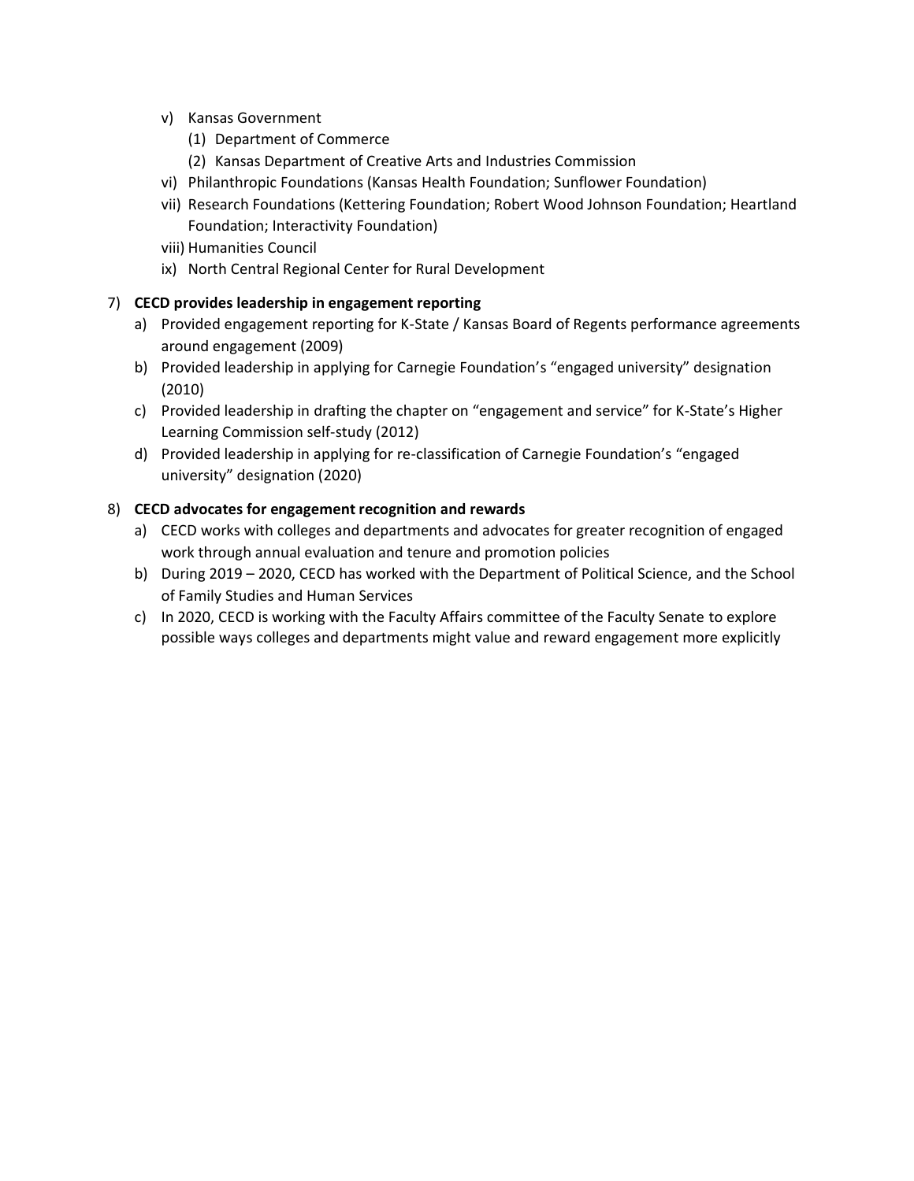- v) Kansas Government
  - (1) Department of Commerce
  - (2) Kansas Department of Creative Arts and Industries Commission
- vi) Philanthropic Foundations (Kansas Health Foundation; Sunflower Foundation)
- vii) Research Foundations (Kettering Foundation; Robert Wood Johnson Foundation; Heartland Foundation; Interactivity Foundation)
- viii) Humanities Council
- ix) North Central Regional Center for Rural Development

7) **CECD provides leadership in engagement reporting**
   - a) Provided engagement reporting for K-State / Kansas Board of Regents performance agreements around engagement (2009)
   - b) Provided leadership in applying for Carnegie Foundation's "engaged university" designation (2010)
   - c) Provided leadership in drafting the chapter on "engagement and service" for K-State's Higher Learning Commission self-study (2012)
   - d) Provided leadership in applying for re-classification of Carnegie Foundation's "engaged university" designation (2020)

8) **CECD advocates for engagement recognition and rewards**
   - a) CECD works with colleges and departments and advocates for greater recognition of engaged work through annual evaluation and tenure and promotion policies
   - b) During 2019 – 2020, CECD has worked with the Department of Political Science, and the School of Family Studies and Human Services
   - c) In 2020, CECD is working with the Faculty Affairs committee of the Faculty Senate to explore possible ways colleges and departments might value and reward engagement more explicitly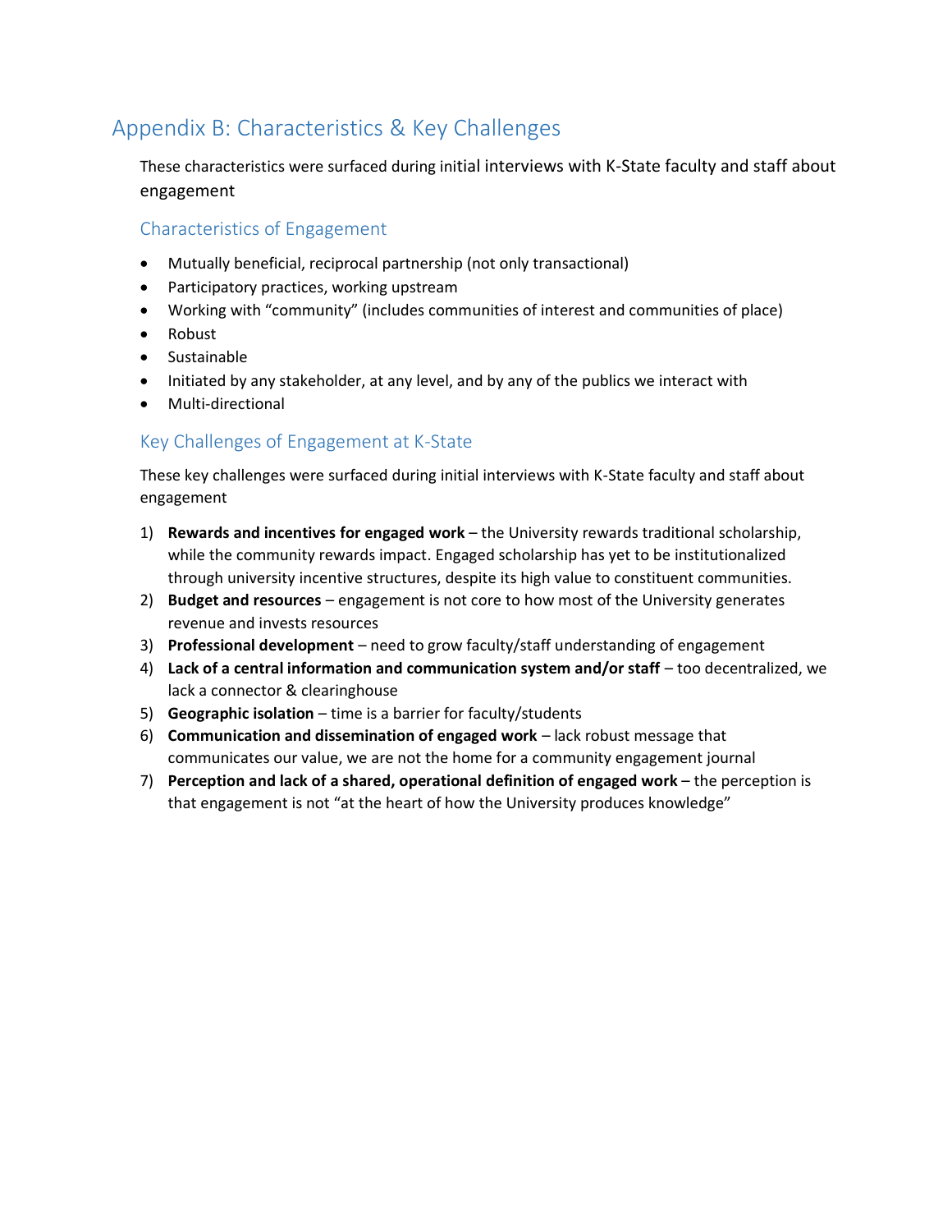# Appendix B: Characteristics & Key Challenges

These characteristics were surfaced during initial interviews with K-State faculty and staff about engagement

## Characteristics of Engagement

- Mutually beneficial, reciprocal partnership (not only transactional)
- Participatory practices, working upstream
- Working with "community" (includes communities of interest and communities of place)
- Robust
- Sustainable
- Initiated by any stakeholder, at any level, and by any of the publics we interact with
- Multi-directional

## Key Challenges of Engagement at K-State

These key challenges were surfaced during initial interviews with K-State faculty and staff about engagement

1) **Rewards and incentives for engaged work** – the University rewards traditional scholarship, while the community rewards impact. Engaged scholarship has yet to be institutionalized through university incentive structures, despite its high value to constituent communities.
2) **Budget and resources** – engagement is not core to how most of the University generates revenue and invests resources
3) **Professional development** – need to grow faculty/staff understanding of engagement
4) **Lack of a central information and communication system and/or staff** – too decentralized, we lack a connector & clearinghouse
5) **Geographic isolation** – time is a barrier for faculty/students
6) **Communication and dissemination of engaged work** – lack robust message that communicates our value, we are not the home for a community engagement journal
7) **Perception and lack of a shared, operational definition of engaged work** – the perception is that engagement is not "at the heart of how the University produces knowledge"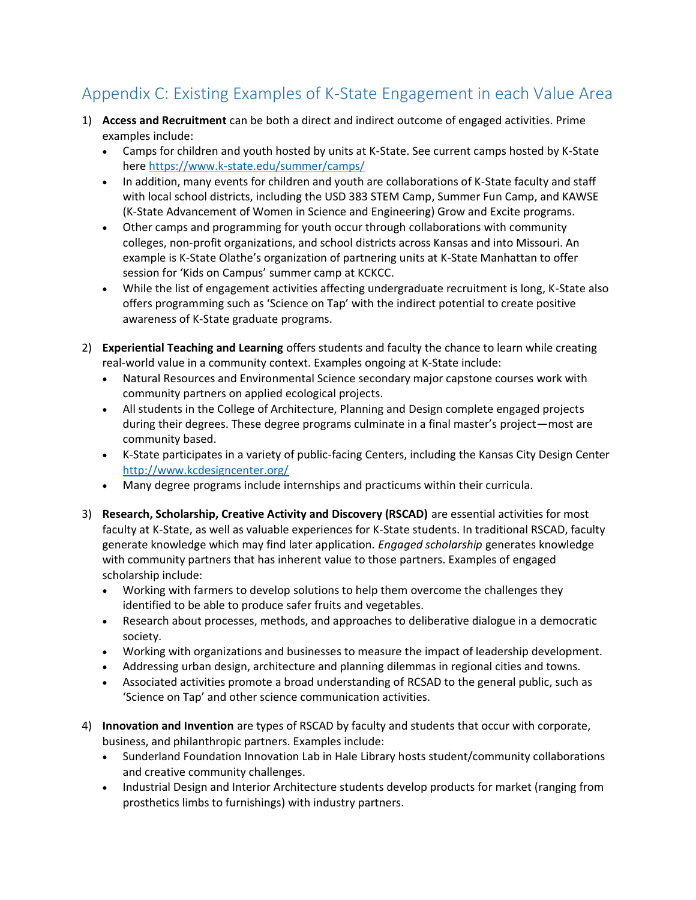# Appendix C: Existing Examples of K-State Engagement in each Value Area

1) **Access and Recruitment** can be both a direct and indirect outcome of engaged activities. Prime examples include:
   - Camps for children and youth hosted by units at K-State. See current camps hosted by K-State here https://www.k-state.edu/summer/camps/
   - In addition, many events for children and youth are collaborations of K-State faculty and staff with local school districts, including the USD 383 STEM Camp, Summer Fun Camp, and KAWSE (K-State Advancement of Women in Science and Engineering) Grow and Excite programs.
   - Other camps and programming for youth occur through collaborations with community colleges, non-profit organizations, and school districts across Kansas and into Missouri. An example is K-State Olathe's organization of partnering units at K-State Manhattan to offer session for 'Kids on Campus' summer camp at KCKCC.
   - While the list of engagement activities affecting undergraduate recruitment is long, K-State also offers programming such as 'Science on Tap' with the indirect potential to create positive awareness of K-State graduate programs.

2) **Experiential Teaching and Learning** offers students and faculty the chance to learn while creating real-world value in a community context. Examples ongoing at K-State include:
   - Natural Resources and Environmental Science secondary major capstone courses work with community partners on applied ecological projects.
   - All students in the College of Architecture, Planning and Design complete engaged projects during their degrees. These degree programs culminate in a final master's project—most are community based.
   - K-State participates in a variety of public-facing Centers, including the Kansas City Design Center http://www.kcdesigncenter.org/
   - Many degree programs include internships and practicums within their curricula.

3) **Research, Scholarship, Creative Activity and Discovery (RSCAD)** are essential activities for most faculty at K-State, as well as valuable experiences for K-State students. In traditional RSCAD, faculty generate knowledge which may find later application. *Engaged scholarship* generates knowledge with community partners that has inherent value to those partners. Examples of engaged scholarship include:
   - Working with farmers to develop solutions to help them overcome the challenges they identified to be able to produce safer fruits and vegetables.
   - Research about processes, methods, and approaches to deliberative dialogue in a democratic society.
   - Working with organizations and businesses to measure the impact of leadership development.
   - Addressing urban design, architecture and planning dilemmas in regional cities and towns.
   - Associated activities promote a broad understanding of RCSAD to the general public, such as 'Science on Tap' and other science communication activities.

4) **Innovation and Invention** are types of RSCAD by faculty and students that occur with corporate, business, and philanthropic partners. Examples include:
   - Sunderland Foundation Innovation Lab in Hale Library hosts student/community collaborations and creative community challenges.
   - Industrial Design and Interior Architecture students develop products for market (ranging from prosthetics limbs to furnishings) with industry partners.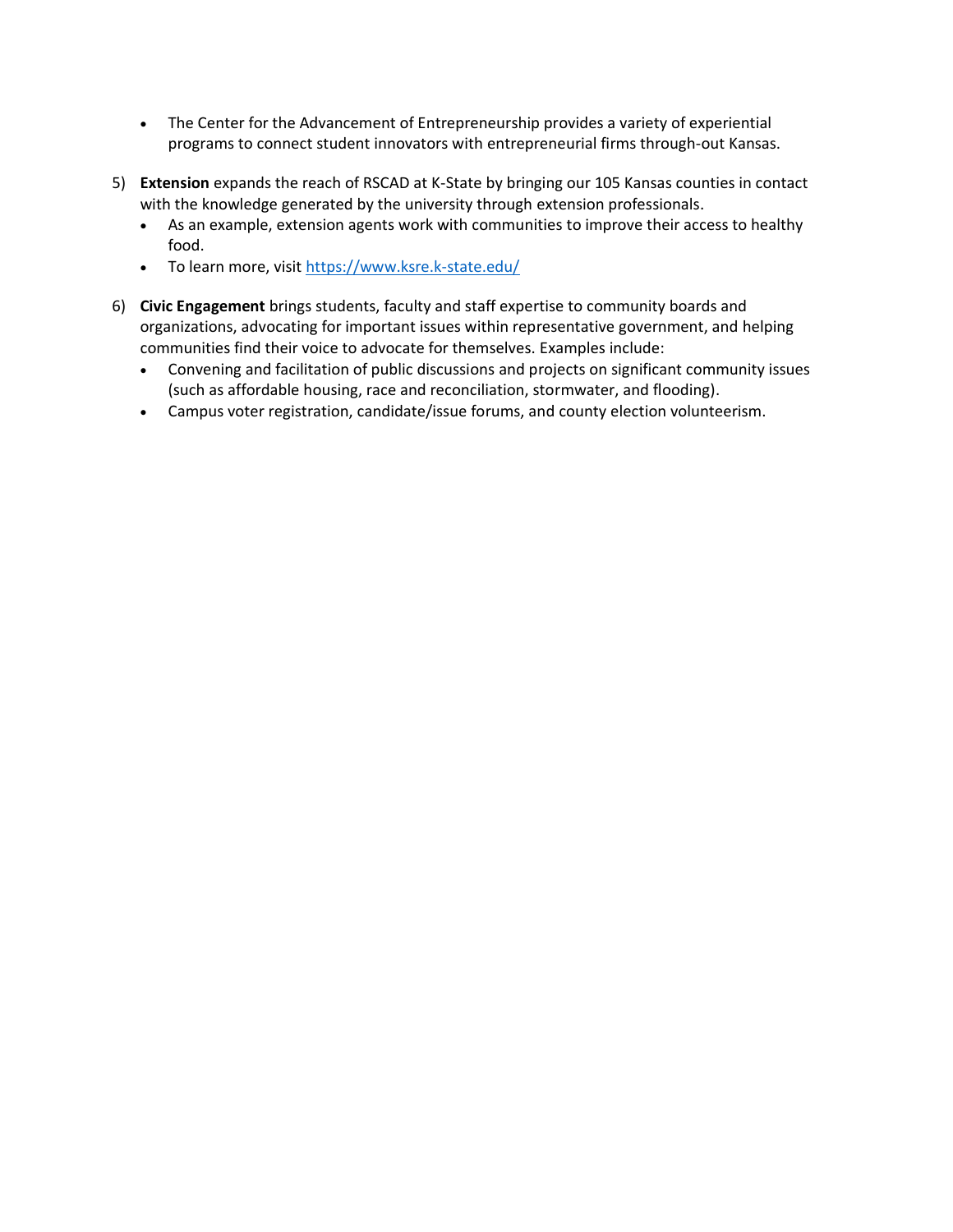- The Center for the Advancement of Entrepreneurship provides a variety of experiential programs to connect student innovators with entrepreneurial firms through-out Kansas.

5) **Extension** expands the reach of RSCAD at K-State by bringing our 105 Kansas counties in contact with the knowledge generated by the university through extension professionals.
   - As an example, extension agents work with communities to improve their access to healthy food.
   - To learn more, visit [https://www.ksre.k-state.edu/](https://www.ksre.k-state.edu/)

6) **Civic Engagement** brings students, faculty and staff expertise to community boards and organizations, advocating for important issues within representative government, and helping communities find their voice to advocate for themselves. Examples include:
   - Convening and facilitation of public discussions and projects on significant community issues (such as affordable housing, race and reconciliation, stormwater, and flooding).
   - Campus voter registration, candidate/issue forums, and county election volunteerism.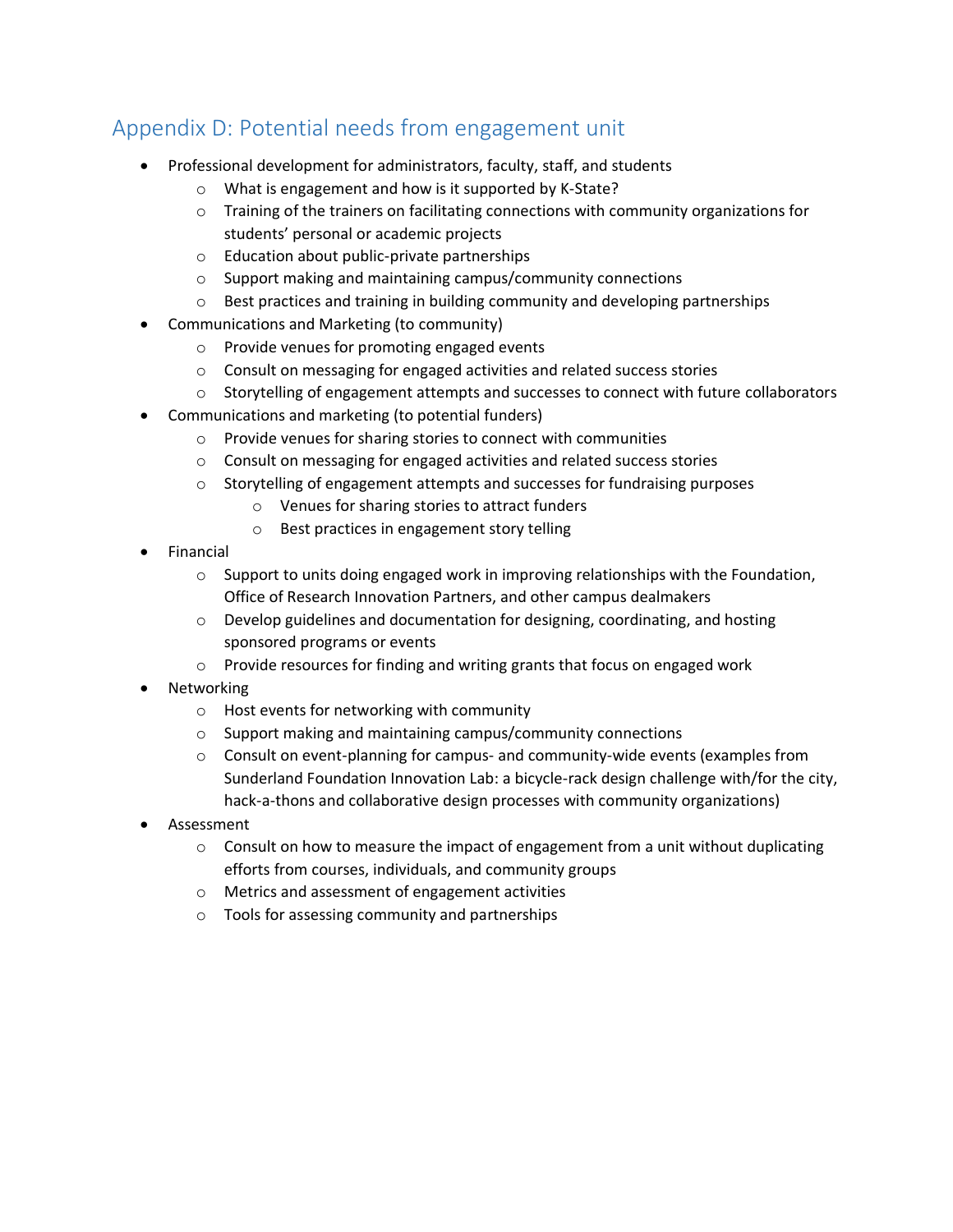## Appendix D: Potential needs from engagement unit

- Professional development for administrators, faculty, staff, and students
  - What is engagement and how is it supported by K-State?
  - Training of the trainers on facilitating connections with community organizations for students' personal or academic projects
  - Education about public-private partnerships
  - Support making and maintaining campus/community connections
  - Best practices and training in building community and developing partnerships
- Communications and Marketing (to community)
  - Provide venues for promoting engaged events
  - Consult on messaging for engaged activities and related success stories
  - Storytelling of engagement attempts and successes to connect with future collaborators
- Communications and marketing (to potential funders)
  - Provide venues for sharing stories to connect with communities
  - Consult on messaging for engaged activities and related success stories
  - Storytelling of engagement attempts and successes for fundraising purposes
    - Venues for sharing stories to attract funders
    - Best practices in engagement story telling
- Financial
  - Support to units doing engaged work in improving relationships with the Foundation, Office of Research Innovation Partners, and other campus dealmakers
  - Develop guidelines and documentation for designing, coordinating, and hosting sponsored programs or events
  - Provide resources for finding and writing grants that focus on engaged work
- Networking
  - Host events for networking with community
  - Support making and maintaining campus/community connections
  - Consult on event-planning for campus- and community-wide events (examples from Sunderland Foundation Innovation Lab: a bicycle-rack design challenge with/for the city, hack-a-thons and collaborative design processes with community organizations)
- Assessment
  - Consult on how to measure the impact of engagement from a unit without duplicating efforts from courses, individuals, and community groups
  - Metrics and assessment of engagement activities
  - Tools for assessing community and partnerships